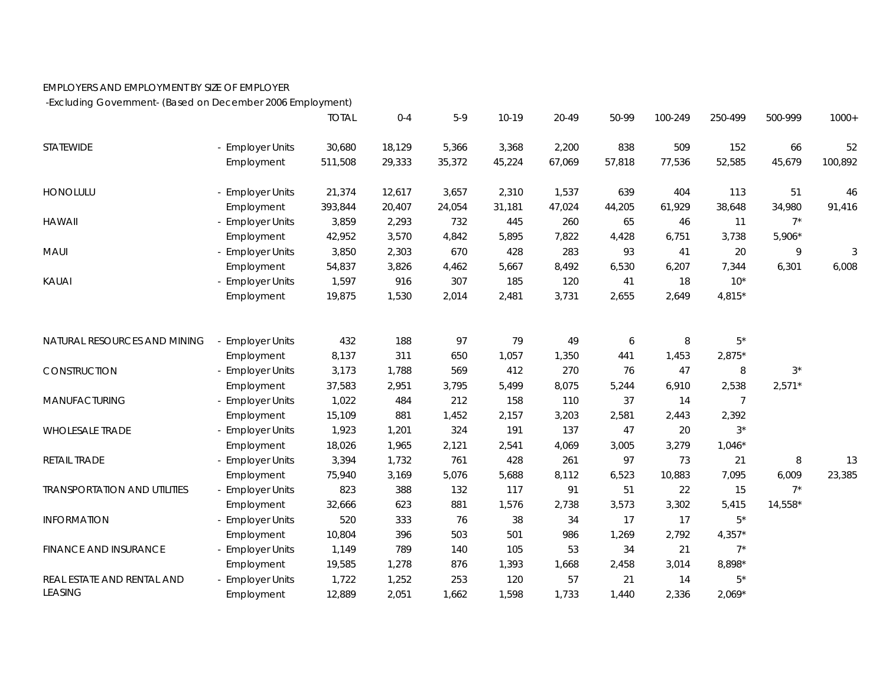EMPLOYERS AND EMPLOYMENT BY SIZE OF EMPLOYER

-Excluding Government- (Based on December 2006 Employment)

| | | TOTAL | 0-4 | 5-9 | 10-19 | 20-49 | 50-99 | 100-249 | 250-499 | 500-999 | 1000+ |
|---|---|---|---|---|---|---|---|---|---|---|---|
| STATEWIDE | - Employer Units | 30,680 | 18,129 | 5,366 | 3,368 | 2,200 | 838 | 509 | 152 | 66 | 52 |
| | Employment | 511,508 | 29,333 | 35,372 | 45,224 | 67,069 | 57,818 | 77,536 | 52,585 | 45,679 | 100,892 |
| HONOLULU | - Employer Units | 21,374 | 12,617 | 3,657 | 2,310 | 1,537 | 639 | 404 | 113 | 51 | 46 |
| | Employment | 393,844 | 20,407 | 24,054 | 31,181 | 47,024 | 44,205 | 61,929 | 38,648 | 34,980 | 91,416 |
| HAWAII | - Employer Units | 3,859 | 2,293 | 732 | 445 | 260 | 65 | 46 | 11 | 7* | |
| | Employment | 42,952 | 3,570 | 4,842 | 5,895 | 7,822 | 4,428 | 6,751 | 3,738 | 5,906* | |
| MAUI | - Employer Units | 3,850 | 2,303 | 670 | 428 | 283 | 93 | 41 | 20 | 9 | 3 |
| | Employment | 54,837 | 3,826 | 4,462 | 5,667 | 8,492 | 6,530 | 6,207 | 7,344 | 6,301 | 6,008 |
| KAUAI | - Employer Units | 1,597 | 916 | 307 | 185 | 120 | 41 | 18 | 10* | | |
| | Employment | 19,875 | 1,530 | 2,014 | 2,481 | 3,731 | 2,655 | 2,649 | 4,815* | | |
| NATURAL RESOURCES AND MINING | - Employer Units | 432 | 188 | 97 | 79 | 49 | 6 | 8 | 5* | | |
| | Employment | 8,137 | 311 | 650 | 1,057 | 1,350 | 441 | 1,453 | 2,875* | | |
| CONSTRUCTION | - Employer Units | 3,173 | 1,788 | 569 | 412 | 270 | 76 | 47 | 8 | 3* | |
| | Employment | 37,583 | 2,951 | 3,795 | 5,499 | 8,075 | 5,244 | 6,910 | 2,538 | 2,571* | |
| MANUFACTURING | - Employer Units | 1,022 | 484 | 212 | 158 | 110 | 37 | 14 | 7 | | |
| | Employment | 15,109 | 881 | 1,452 | 2,157 | 3,203 | 2,581 | 2,443 | 2,392 | | |
| WHOLESALE TRADE | - Employer Units | 1,923 | 1,201 | 324 | 191 | 137 | 47 | 20 | 3* | | |
| | Employment | 18,026 | 1,965 | 2,121 | 2,541 | 4,069 | 3,005 | 3,279 | 1,046* | | |
| RETAIL TRADE | - Employer Units | 3,394 | 1,732 | 761 | 428 | 261 | 97 | 73 | 21 | 8 | 13 |
| | Employment | 75,940 | 3,169 | 5,076 | 5,688 | 8,112 | 6,523 | 10,883 | 7,095 | 6,009 | 23,385 |
| TRANSPORTATION AND UTILITIES | - Employer Units | 823 | 388 | 132 | 117 | 91 | 51 | 22 | 15 | 7* | |
| | Employment | 32,666 | 623 | 881 | 1,576 | 2,738 | 3,573 | 3,302 | 5,415 | 14,558* | |
| INFORMATION | - Employer Units | 520 | 333 | 76 | 38 | 34 | 17 | 17 | 5* | | |
| | Employment | 10,804 | 396 | 503 | 501 | 986 | 1,269 | 2,792 | 4,357* | | |
| FINANCE AND INSURANCE | - Employer Units | 1,149 | 789 | 140 | 105 | 53 | 34 | 21 | 7* | | |
| | Employment | 19,585 | 1,278 | 876 | 1,393 | 1,668 | 2,458 | 3,014 | 8,898* | | |
| REAL ESTATE AND RENTAL AND LEASING | - Employer Units | 1,722 | 1,252 | 253 | 120 | 57 | 21 | 14 | 5* | | |
| | Employment | 12,889 | 2,051 | 1,662 | 1,598 | 1,733 | 1,440 | 2,336 | 2,069* | | |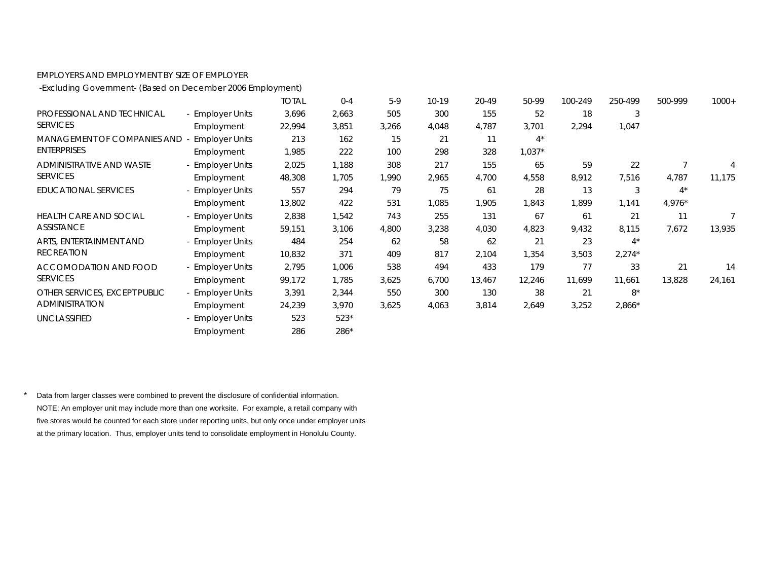EMPLOYERS AND EMPLOYMENT BY SIZE OF EMPLOYER

-Excluding Government- (Based on December 2006 Employment)

| | | TOTAL | 0-4 | 5-9 | 10-19 | 20-49 | 50-99 | 100-249 | 250-499 | 500-999 | 1000+ |
|---|---|---|---|---|---|---|---|---|---|---|---|
| PROFESSIONAL AND TECHNICAL SERVICES | - Employer Units | 3,696 | 2,663 | 505 | 300 | 155 | 52 | 18 | 3 | | |
| | Employment | 22,994 | 3,851 | 3,266 | 4,048 | 4,787 | 3,701 | 2,294 | 1,047 | | |
| MANAGEMENT OF COMPANIES AND ENTERPRISES | - Employer Units | 213 | 162 | 15 | 21 | 11 | 4* | | | | |
| | Employment | 1,985 | 222 | 100 | 298 | 328 | 1,037* | | | | |
| ADMINISTRATIVE AND WASTE SERVICES | - Employer Units | 2,025 | 1,188 | 308 | 217 | 155 | 65 | 59 | 22 | 7 | 4 |
| | Employment | 48,308 | 1,705 | 1,990 | 2,965 | 4,700 | 4,558 | 8,912 | 7,516 | 4,787 | 11,175 |
| EDUCATIONAL SERVICES | - Employer Units | 557 | 294 | 79 | 75 | 61 | 28 | 13 | 3 | 4* | |
| | Employment | 13,802 | 422 | 531 | 1,085 | 1,905 | 1,843 | 1,899 | 1,141 | 4,976* | |
| HEALTH CARE AND SOCIAL ASSISTANCE | - Employer Units | 2,838 | 1,542 | 743 | 255 | 131 | 67 | 61 | 21 | 11 | 7 |
| | Employment | 59,151 | 3,106 | 4,800 | 3,238 | 4,030 | 4,823 | 9,432 | 8,115 | 7,672 | 13,935 |
| ARTS, ENTERTAINMENT AND RECREATION | - Employer Units | 484 | 254 | 62 | 58 | 62 | 21 | 23 | 4* | | |
| | Employment | 10,832 | 371 | 409 | 817 | 2,104 | 1,354 | 3,503 | 2,274* | | |
| ACCOMODATION AND FOOD SERVICES | - Employer Units | 2,795 | 1,006 | 538 | 494 | 433 | 179 | 77 | 33 | 21 | 14 |
| | Employment | 99,172 | 1,785 | 3,625 | 6,700 | 13,467 | 12,246 | 11,699 | 11,661 | 13,828 | 24,161 |
| OTHER SERVICES, EXCEPT PUBLIC ADMINISTRATION | - Employer Units | 3,391 | 2,344 | 550 | 300 | 130 | 38 | 21 | 8* | | |
| | Employment | 24,239 | 3,970 | 3,625 | 4,063 | 3,814 | 2,649 | 3,252 | 2,866* | | |
| UNCLASSIFIED | - Employer Units | 523 | 523* | | | | | | | | |
| | Employment | 286 | 286* | | | | | | | | |

\* Data from larger classes were combined to prevent the disclosure of confidential information.

NOTE: An employer unit may include more than one worksite. For example, a retail company with five stores would be counted for each store under reporting units, but only once under employer units at the primary location. Thus, employer units tend to consolidate employment in Honolulu County.